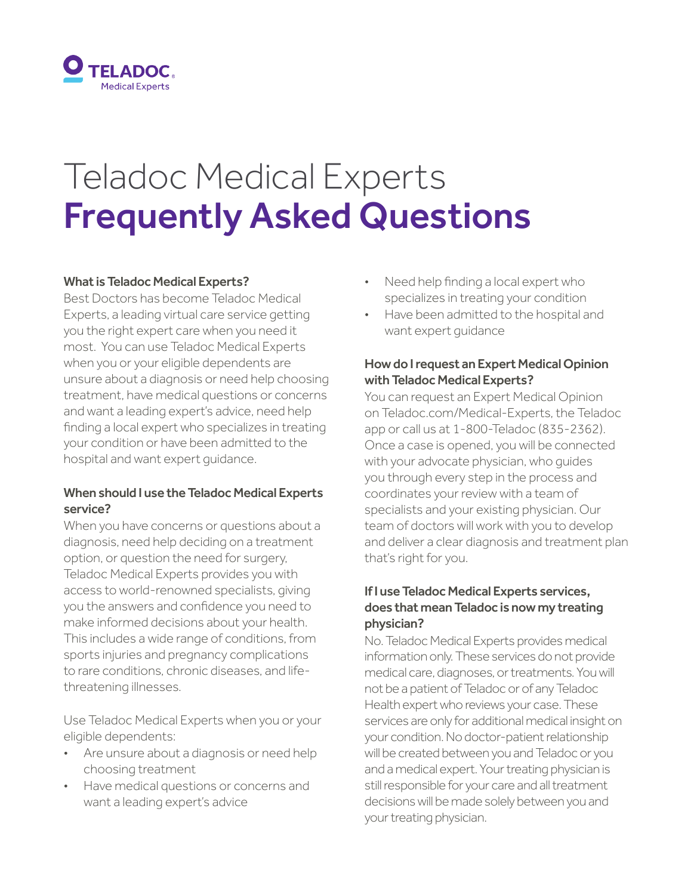TELADOC® Medical Experts

# Teladoc Medical Experts
# Frequently Asked Questions

### What is Teladoc Medical Experts?

Best Doctors has become Teladoc Medical Experts, a leading virtual care service getting you the right expert care when you need it most. You can use Teladoc Medical Experts when you or your eligible dependents are unsure about a diagnosis or need help choosing treatment, have medical questions or concerns and want a leading expert's advice, need help finding a local expert who specializes in treating your condition or have been admitted to the hospital and want expert guidance.

### When should I use the Teladoc Medical Experts service?

When you have concerns or questions about a diagnosis, need help deciding on a treatment option, or question the need for surgery, Teladoc Medical Experts provides you with access to world-renowned specialists, giving you the answers and confidence you need to make informed decisions about your health. This includes a wide range of conditions, from sports injuries and pregnancy complications to rare conditions, chronic diseases, and life-threatening illnesses.

Use Teladoc Medical Experts when you or your eligible dependents:

- Are unsure about a diagnosis or need help choosing treatment
- Have medical questions or concerns and want a leading expert's advice
- Need help finding a local expert who specializes in treating your condition
- Have been admitted to the hospital and want expert guidance

### How do I request an Expert Medical Opinion with Teladoc Medical Experts?

You can request an Expert Medical Opinion on Teladoc.com/Medical-Experts, the Teladoc app or call us at 1-800-Teladoc (835-2362). Once a case is opened, you will be connected with your advocate physician, who guides you through every step in the process and coordinates your review with a team of specialists and your existing physician. Our team of doctors will work with you to develop and deliver a clear diagnosis and treatment plan that's right for you.

### If I use Teladoc Medical Experts services, does that mean Teladoc is now my treating physician?

No. Teladoc Medical Experts provides medical information only. These services do not provide medical care, diagnoses, or treatments. You will not be a patient of Teladoc or of any Teladoc Health expert who reviews your case. These services are only for additional medical insight on your condition. No doctor-patient relationship will be created between you and Teladoc or you and a medical expert. Your treating physician is still responsible for your care and all treatment decisions will be made solely between you and your treating physician.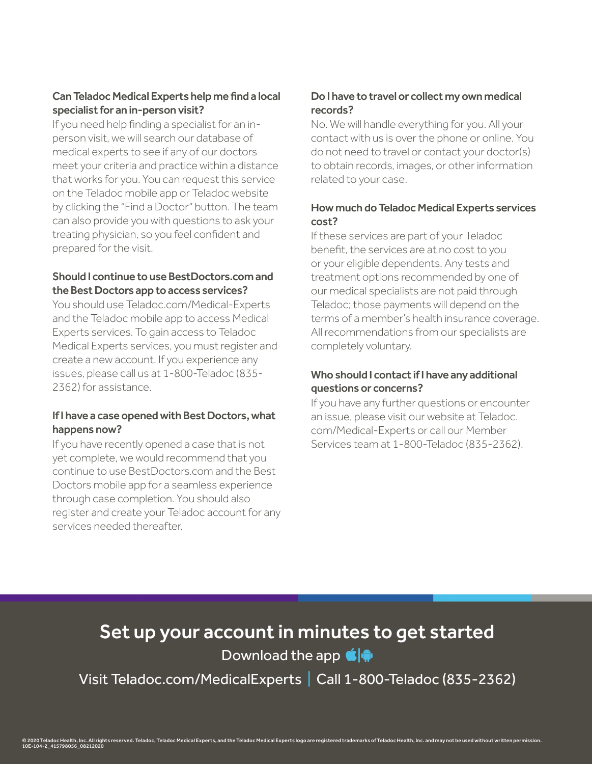### Can Teladoc Medical Experts help me find a local specialist for an in-person visit?

If you need help finding a specialist for an in-person visit, we will search our database of medical experts to see if any of our doctors meet your criteria and practice within a distance that works for you. You can request this service on the Teladoc mobile app or Teladoc website by clicking the "Find a Doctor" button. The team can also provide you with questions to ask your treating physician, so you feel confident and prepared for the visit.

### Should I continue to use BestDoctors.com and the Best Doctors app to access services?

You should use Teladoc.com/Medical-Experts and the Teladoc mobile app to access Medical Experts services. To gain access to Teladoc Medical Experts services, you must register and create a new account. If you experience any issues, please call us at 1-800-Teladoc (835-2362) for assistance.

### If I have a case opened with Best Doctors, what happens now?

If you have recently opened a case that is not yet complete, we would recommend that you continue to use BestDoctors.com and the Best Doctors mobile app for a seamless experience through case completion. You should also register and create your Teladoc account for any services needed thereafter.

### Do I have to travel or collect my own medical records?

No. We will handle everything for you. All your contact with us is over the phone or online. You do not need to travel or contact your doctor(s) to obtain records, images, or other information related to your case.

### How much do Teladoc Medical Experts services cost?

If these services are part of your Teladoc benefit, the services are at no cost to you or your eligible dependents. Any tests and treatment options recommended by one of our medical specialists are not paid through Teladoc; those payments will depend on the terms of a member's health insurance coverage. All recommendations from our specialists are completely voluntary.

### Who should I contact if I have any additional questions or concerns?

If you have any further questions or encounter an issue, please visit our website at Teladoc.com/Medical-Experts or call our Member Services team at 1-800-Teladoc (835-2362).

## Set up your account in minutes to get started

Download the app

Visit Teladoc.com/MedicalExperts | Call 1-800-Teladoc (835-2362)

© 2020 Teladoc Health, Inc. All rights reserved. Teladoc, Teladoc Medical Experts, and the Teladoc Medical Experts logo are registered trademarks of Teladoc Health, Inc. and may not be used without written permission.
10E-104-2_415798056_08212020